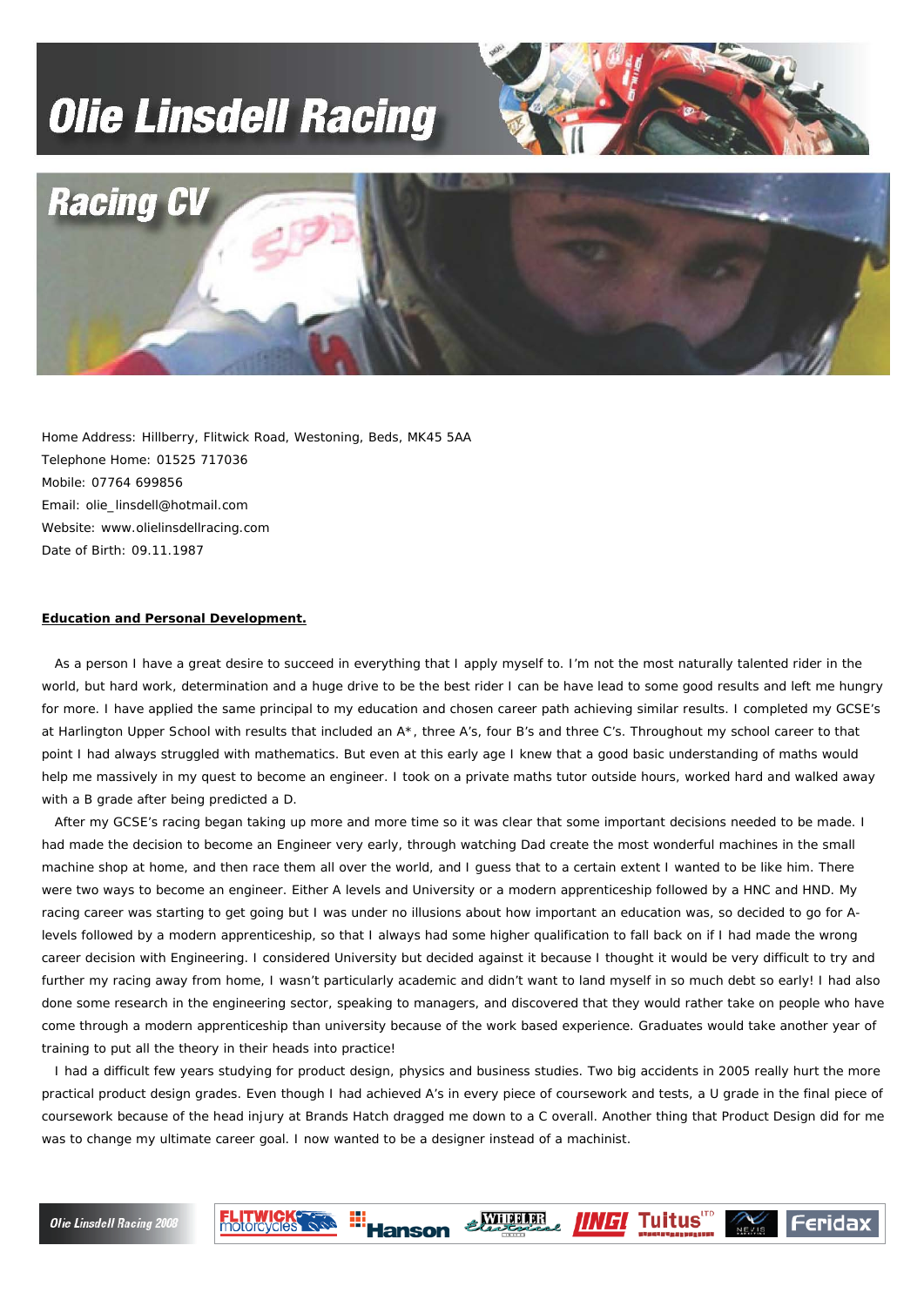# Olie Linsdell Racing

## Racing CV

Home Address: Hillberry, Flitwick Road, Westoning, Beds, MK45 5AA
Telephone Home: 01525 717036
Mobile: 07764 699856
Email: olie_linsdell@hotmail.com
Website: www.olielinsdellracing.com
Date of Birth: 09.11.1987

**Education and Personal Development.**

As a person I have a great desire to succeed in everything that I apply myself to. I'm not the most naturally talented rider in the world, but hard work, determination and a huge drive to be the best rider I can be have lead to some good results and left me hungry for more. I have applied the same principal to my education and chosen career path achieving similar results. I completed my GCSE's at Harlington Upper School with results that included an A*, three A's, four B's and three C's. Throughout my school career to that point I had always struggled with mathematics. But even at this early age I knew that a good basic understanding of maths would help me massively in my quest to become an engineer. I took on a private maths tutor outside hours, worked hard and walked away with a B grade after being predicted a D.

After my GCSE's racing began taking up more and more time so it was clear that some important decisions needed to be made. I had made the decision to become an Engineer very early, through watching Dad create the most wonderful machines in the small machine shop at home, and then race them all over the world, and I guess that to a certain extent I wanted to be like him. There were two ways to become an engineer. Either A levels and University or a modern apprenticeship followed by a HNC and HND. My racing career was starting to get going but I was under no illusions about how important an education was, so decided to go for A-levels followed by a modern apprenticeship, so that I always had some higher qualification to fall back on if I had made the wrong career decision with Engineering. I considered University but decided against it because I thought it would be very difficult to try and further my racing away from home, I wasn't particularly academic and didn't want to land myself in so much debt so early! I had also done some research in the engineering sector, speaking to managers, and discovered that they would rather take on people who have come through a modern apprenticeship than university because of the work based experience. Graduates would take another year of training to put all the theory in their heads into practice!

I had a difficult few years studying for product design, physics and business studies. Two big accidents in 2005 really hurt the more practical product design grades. Even though I had achieved A's in every piece of coursework and tests, a U grade in the final piece of coursework because of the head injury at Brands Hatch dragged me down to a C overall. Another thing that Product Design did for me was to change my ultimate career goal. I now wanted to be a designer instead of a machinist.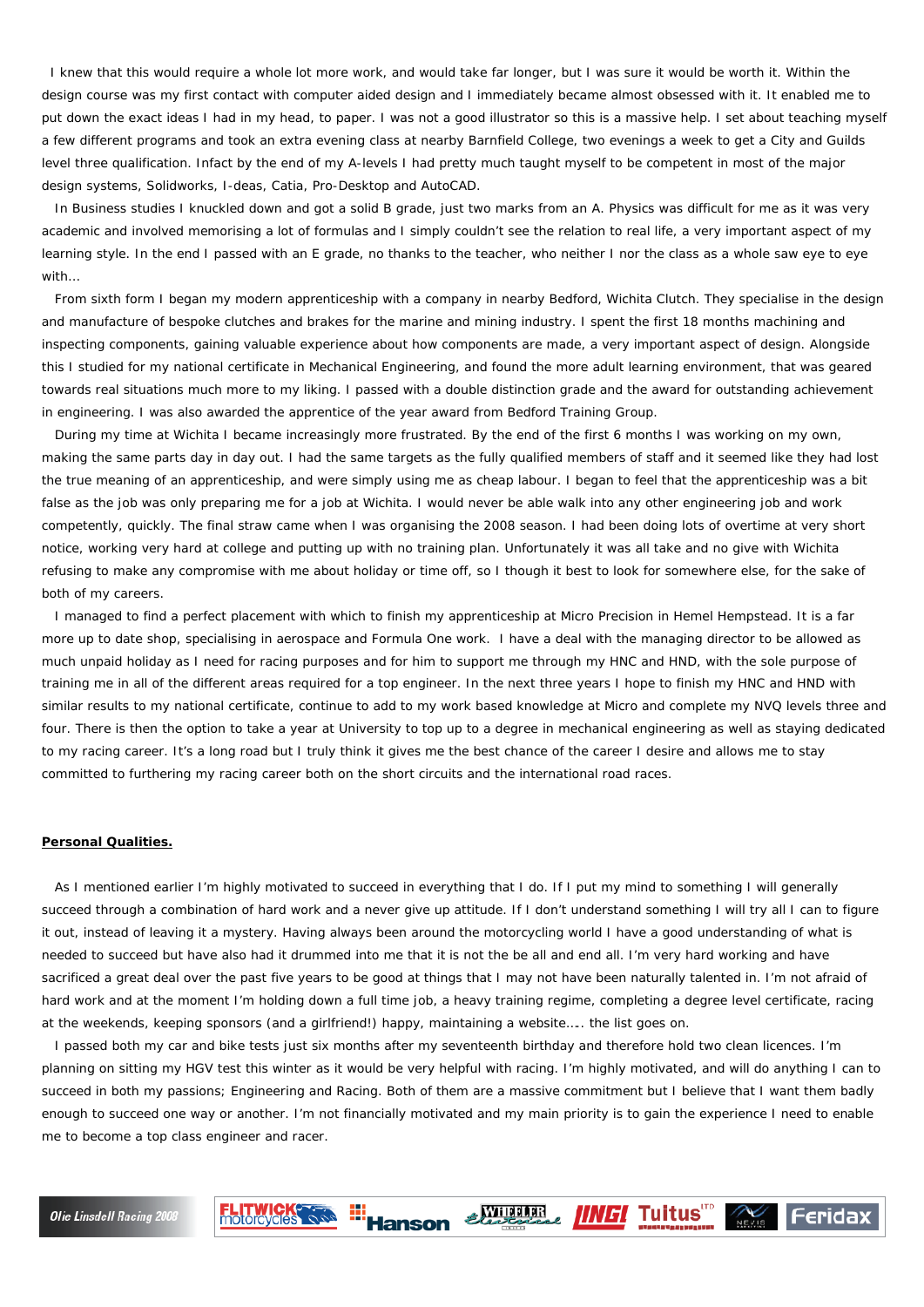I knew that this would require a whole lot more work, and would take far longer, but I was sure it would be worth it. Within the design course was my first contact with computer aided design and I immediately became almost obsessed with it. It enabled me to put down the exact ideas I had in my head, to paper. I was not a good illustrator so this is a massive help. I set about teaching myself a few different programs and took an extra evening class at nearby Barnfield College, two evenings a week to get a City and Guilds level three qualification. Infact by the end of my A-levels I had pretty much taught myself to be competent in most of the major design systems, Solidworks, I-deas, Catia, Pro-Desktop and AutoCAD.

In Business studies I knuckled down and got a solid B grade, just two marks from an A. Physics was difficult for me as it was very academic and involved memorising a lot of formulas and I simply couldn't see the relation to real life, a very important aspect of my learning style. In the end I passed with an E grade, no thanks to the teacher, who neither I nor the class as a whole saw eye to eye with…

From sixth form I began my modern apprenticeship with a company in nearby Bedford, Wichita Clutch. They specialise in the design and manufacture of bespoke clutches and brakes for the marine and mining industry. I spent the first 18 months machining and inspecting components, gaining valuable experience about how components are made, a very important aspect of design. Alongside this I studied for my national certificate in Mechanical Engineering, and found the more adult learning environment, that was geared towards real situations much more to my liking. I passed with a double distinction grade and the award for outstanding achievement in engineering. I was also awarded the apprentice of the year award from Bedford Training Group.

During my time at Wichita I became increasingly more frustrated. By the end of the first 6 months I was working on my own, making the same parts day in day out. I had the same targets as the fully qualified members of staff and it seemed like they had lost the true meaning of an apprenticeship, and were simply using me as cheap labour. I began to feel that the apprenticeship was a bit false as the job was only preparing me for a job at Wichita. I would never be able walk into any other engineering job and work competently, quickly. The final straw came when I was organising the 2008 season. I had been doing lots of overtime at very short notice, working very hard at college and putting up with no training plan. Unfortunately it was all take and no give with Wichita refusing to make any compromise with me about holiday or time off, so I though it best to look for somewhere else, for the sake of both of my careers.

I managed to find a perfect placement with which to finish my apprenticeship at Micro Precision in Hemel Hempstead. It is a far more up to date shop, specialising in aerospace and Formula One work. I have a deal with the managing director to be allowed as much unpaid holiday as I need for racing purposes and for him to support me through my HNC and HND, with the sole purpose of training me in all of the different areas required for a top engineer. In the next three years I hope to finish my HNC and HND with similar results to my national certificate, continue to add to my work based knowledge at Micro and complete my NVQ levels three and four. There is then the option to take a year at University to top up to a degree in mechanical engineering as well as staying dedicated to my racing career. It's a long road but I truly think it gives me the best chance of the career I desire and allows me to stay committed to furthering my racing career both on the short circuits and the international road races.

## Personal Qualities.

As I mentioned earlier I'm highly motivated to succeed in everything that I do. If I put my mind to something I will generally succeed through a combination of hard work and a never give up attitude. If I don't understand something I will try all I can to figure it out, instead of leaving it a mystery. Having always been around the motorcycling world I have a good understanding of what is needed to succeed but have also had it drummed into me that it is not the be all and end all. I'm very hard working and have sacrificed a great deal over the past five years to be good at things that I may not have been naturally talented in. I'm not afraid of hard work and at the moment I'm holding down a full time job, a heavy training regime, completing a degree level certificate, racing at the weekends, keeping sponsors (and a girlfriend!) happy, maintaining a website….. the list goes on.

I passed both my car and bike tests just six months after my seventeenth birthday and therefore hold two clean licences. I'm planning on sitting my HGV test this winter as it would be very helpful with racing. I'm highly motivated, and will do anything I can to succeed in both my passions; Engineering and Racing. Both of them are a massive commitment but I believe that I want them badly enough to succeed one way or another. I'm not financially motivated and my main priority is to gain the experience I need to enable me to become a top class engineer and racer.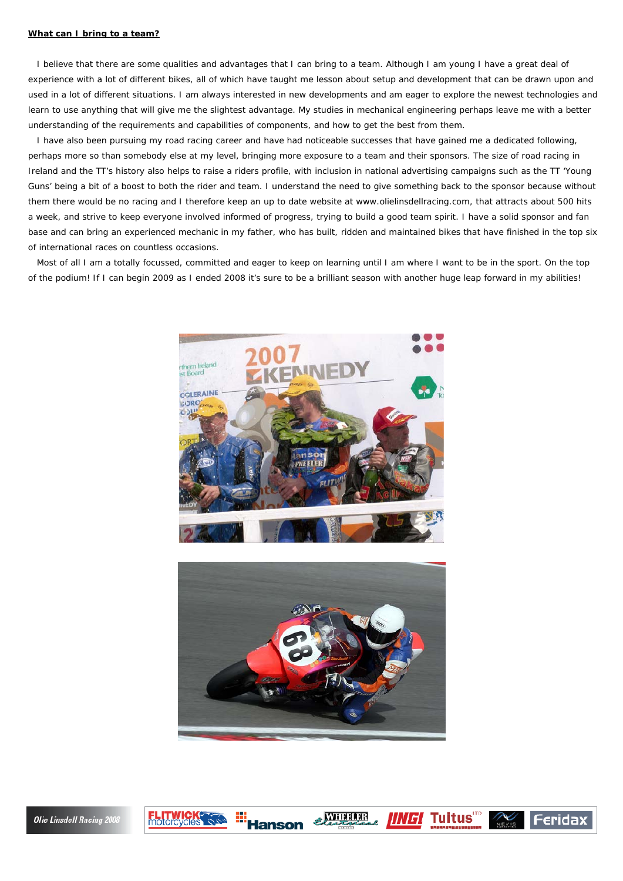**What can I bring to a team?**

I believe that there are some qualities and advantages that I can bring to a team. Although I am young I have a great deal of experience with a lot of different bikes, all of which have taught me lesson about setup and development that can be drawn upon and used in a lot of different situations. I am always interested in new developments and am eager to explore the newest technologies and learn to use anything that will give me the slightest advantage. My studies in mechanical engineering perhaps leave me with a better understanding of the requirements and capabilities of components, and how to get the best from them.

I have also been pursuing my road racing career and have had noticeable successes that have gained me a dedicated following, perhaps more so than somebody else at my level, bringing more exposure to a team and their sponsors. The size of road racing in Ireland and the TT's history also helps to raise a riders profile, with inclusion in national advertising campaigns such as the TT 'Young Guns' being a bit of a boost to both the rider and team. I understand the need to give something back to the sponsor because without them there would be no racing and I therefore keep an up to date website at www.olielinsdellracing.com, that attracts about 500 hits a week, and strive to keep everyone involved informed of progress, trying to build a good team spirit. I have a solid sponsor and fan base and can bring an experienced mechanic in my father, who has built, ridden and maintained bikes that have finished in the top six of international races on countless occasions.

Most of all I am a totally focussed, committed and eager to keep on learning until I am where I want to be in the sport. On the top of the podium! If I can begin 2009 as I ended 2008 it's sure to be a brilliant season with another huge leap forward in my abilities!